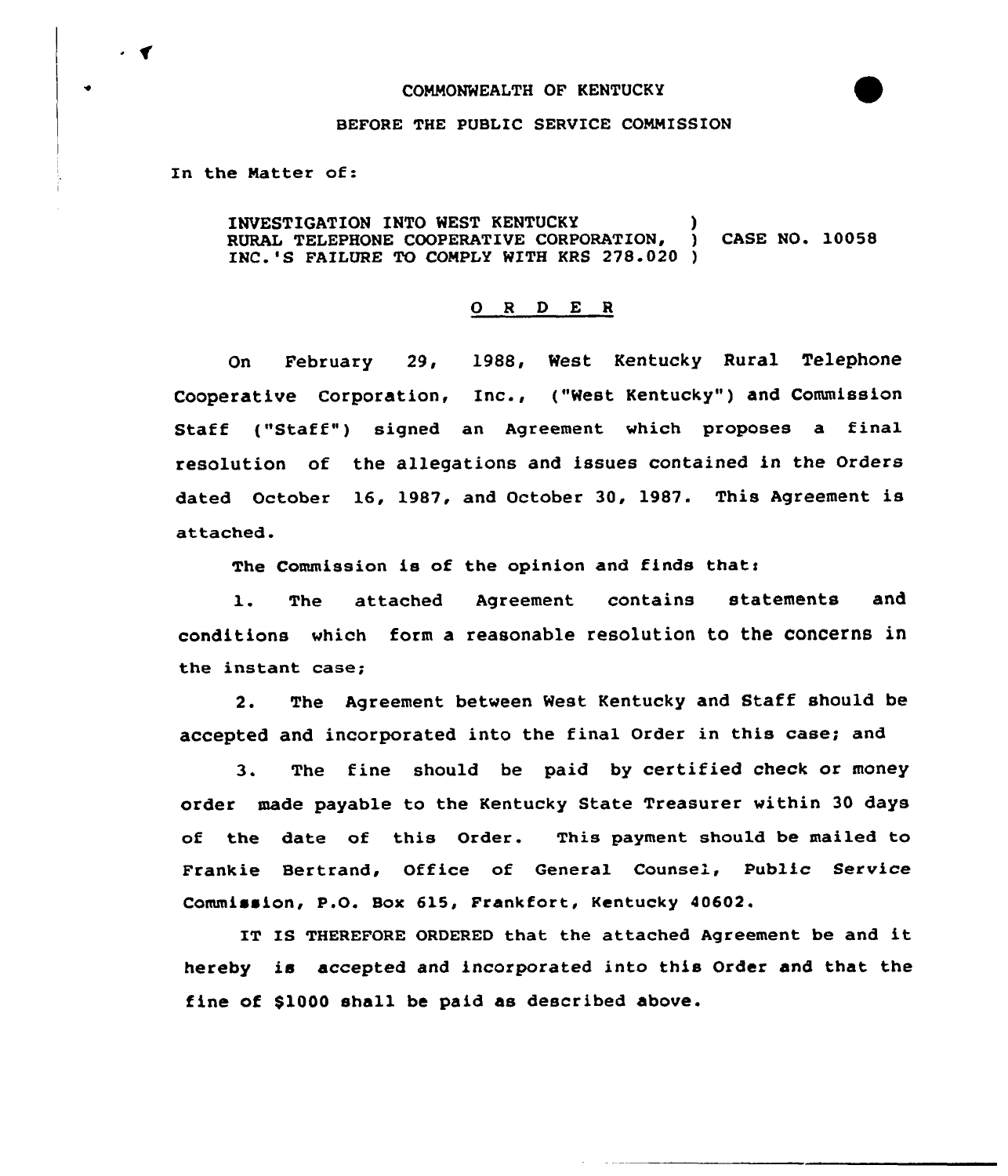COMMONWEALTH OF KENTUCKY

BEFORE THE PUBLIC SERVICE COMMISSION

In the Matter of:

INVESTIGATION INTO WEST KENTUCKY RURAL TELEPHONE COOPERATIVE CORPORATION, INC.'S FAILURE TO COMPLY WITH KRS 278.020 ) CASE NO. 10058

# O R D E R

On February 29, 1988, West Kentucky Rural Telephone Cooperative Corporation, Inc., ("West Kentucky") and Commission Staff ("Staff") signed an Agreement which proposes a final resolution of the allegations and issues contained in the Orders dated October 16, 1987, and October 30, 1987. This Agreement is attached.

The Commission is of the opinion and finds that:

1. The attached Agreement contains statements and conditions which form a reasonable resolution to the concerns in the instant case;

2. The Agreement between West Kentucky and Staff should be accepted and incorporated into the final Order in this case; and

3. The fine should be paid by certified check or money order made payable to the Kentucky State Treasurer within 30 days of the date of this Order. This payment should be mailed to Frankie Bertrand, Office of General Counsel, Public Service Commission, P.O. Box 615, Frankfort, Kentucky 40602.

IT IS THEREFORE ORDERED that the attached Agreement be and it hereby is accepted and incorporated into this Order and that the fine of $1000 shall be paid as described above.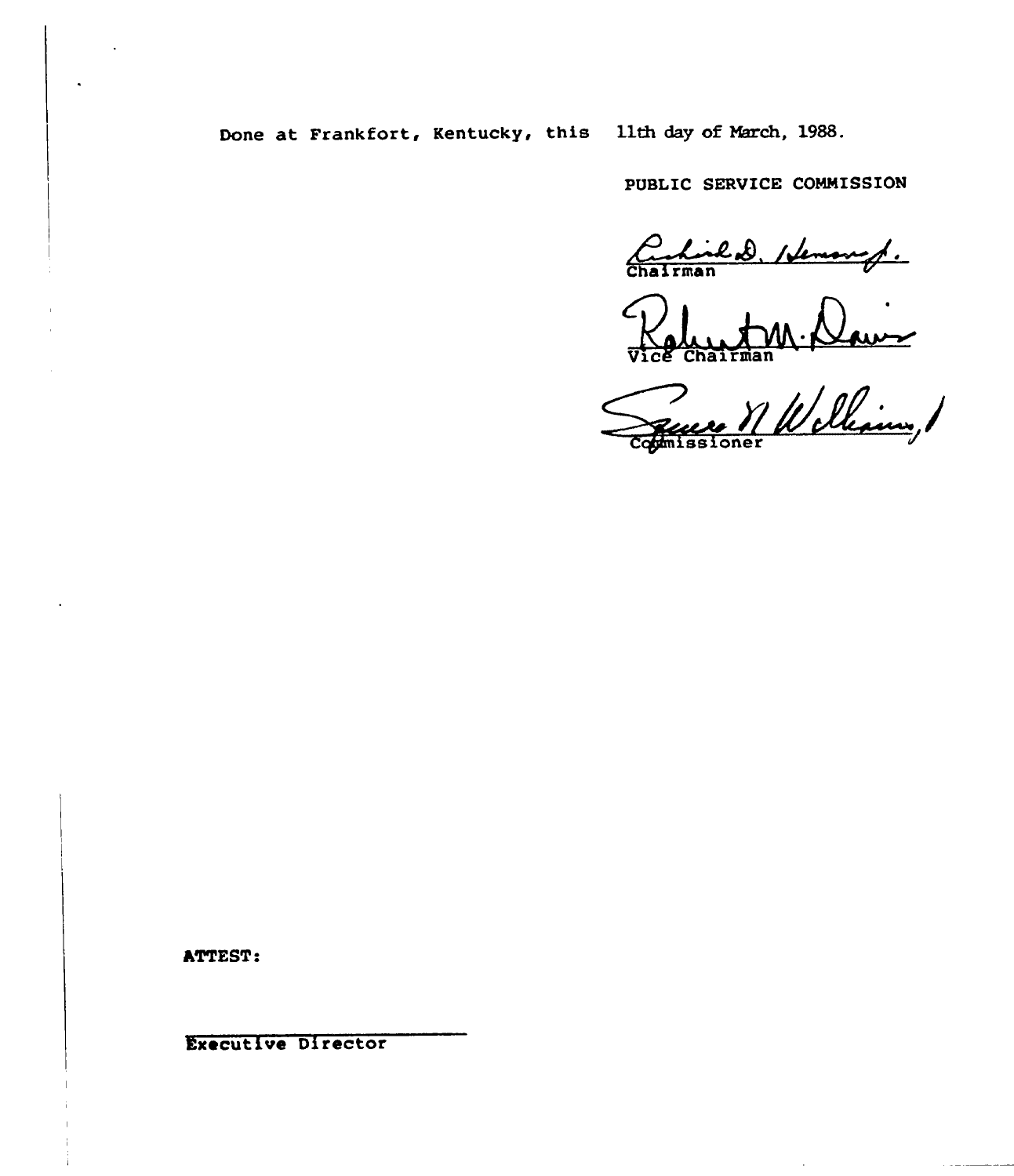Done at Frankfort, Kentucky, this 11th day of March, 1988.

PUBLIC SERVICE COMMISSION

Chairman

Vice Chairman

Commissioner

ATTEST:

Executive Director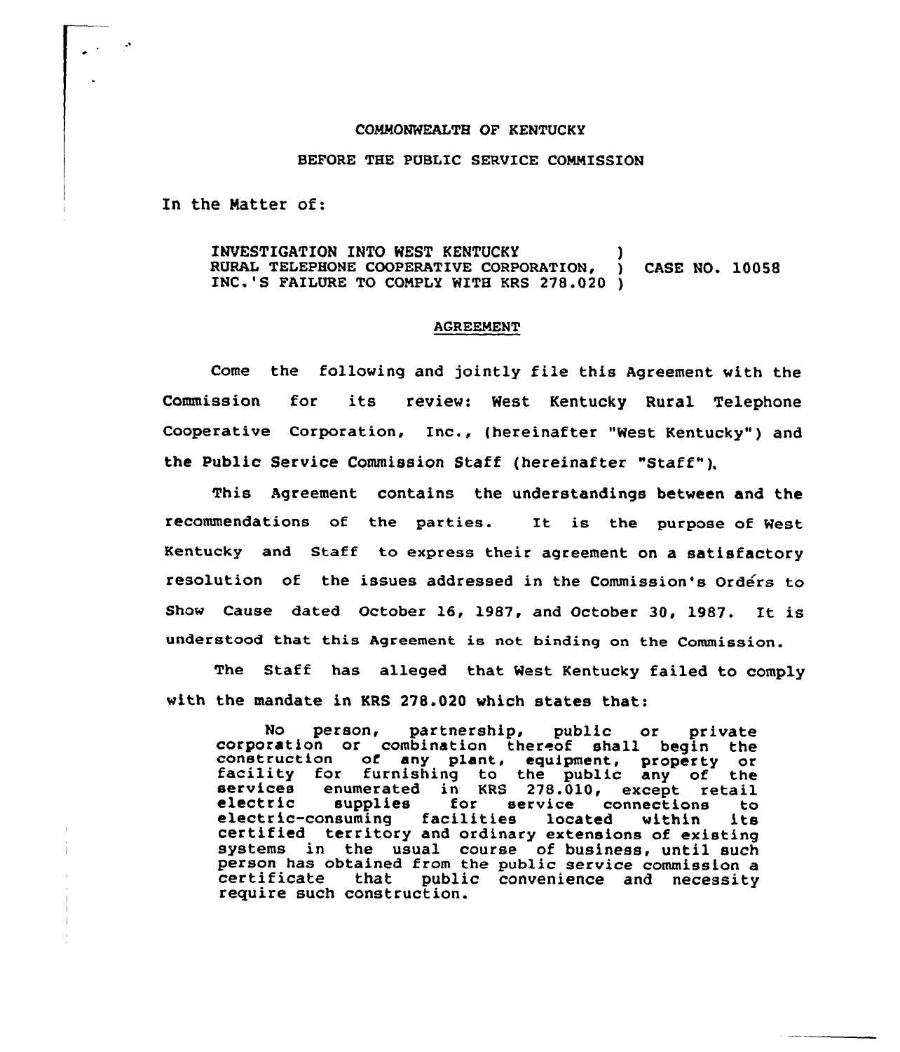COMMONWEALTH OF KENTUCKY

BEFORE THE PUBLIC SERVICE COMMISSION

In the Matter of:

| | | |
|---|---|---|
| INVESTIGATION INTO WEST KENTUCKY RURAL TELEPHONE COOPERATIVE CORPORATION, INC.'S FAILURE TO COMPLY WITH KRS 278.020 | ) ) ) | CASE NO. 10058 |

AGREEMENT

Come the following and jointly file this Agreement with the Commission for its review: West Kentucky Rural Telephone Cooperative Corporation, Inc., (hereinafter "West Kentucky") and the Public Service Commission Staff (hereinafter "Staff").

This Agreement contains the understandings between and the recommendations of the parties. It is the purpose of West Kentucky and Staff to express their agreement on a satisfactory resolution of the issues addressed in the Commission's Orders to Show Cause dated October 16, 1987, and October 30, 1987. It is understood that this Agreement is not binding on the Commission.

The Staff has alleged that West Kentucky failed to comply with the mandate in KRS 278.020 which states that:

> No person, partnership, public or private corporation or combination thereof shall begin the construction of any plant, equipment, property or facility for furnishing to the public any of the services enumerated in KRS 278.010, except retail electric supplies for service connections to electric-consuming facilities located within its certified territory and ordinary extensions of existing systems in the usual course of business, until such person has obtained from the public service commission a certificate that public convenience and necessity require such construction.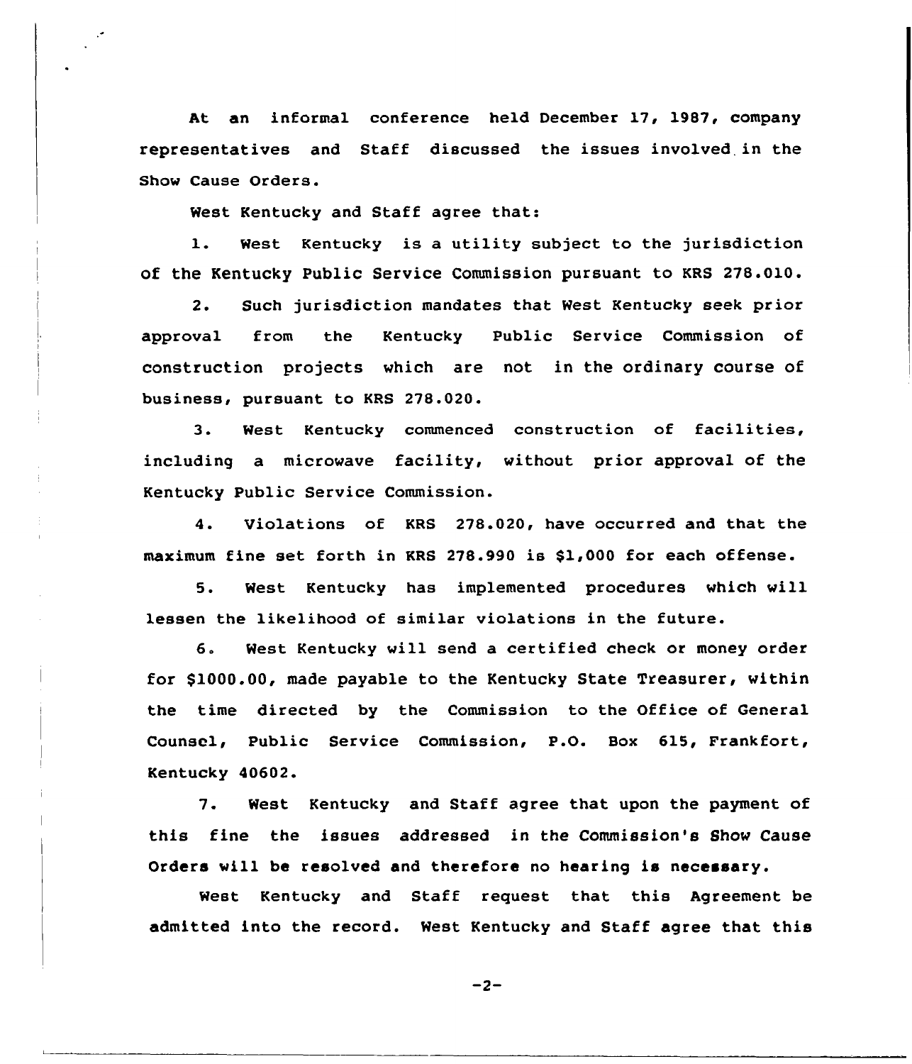At an informal conference held December 17, 1987, company representatives and Staff discussed the issues involved in the Show Cause Orders.

West Kentucky and Staff agree that:

1. West Kentucky is a utility subject to the jurisdiction of the Kentucky Public Service Commission pursuant to KRS 278.010.

2. Such jurisdiction mandates that West Kentucky seek prior approval from the Kentucky Public Service Commission of construction projects which are not in the ordinary course of business, pursuant to KRS 278.020.

3. West Kentucky commenced construction of facilities, including a microwave facility, without prior approval of the Kentucky Public Service Commission.

4. Violations of KRS 278.020, have occurred and that the maximum fine set forth in KRS 278.990 is $1,000 for each offense.

5. West Kentucky has implemented procedures which will lessen the likelihood of similar violations in the future.

6. West Kentucky will send a certified check or money order for $1000.00, made payable to the Kentucky State Treasurer, within the time directed by the Commission to the Office of General Counsel, Public Service Commission, P.O. Box 615, Frankfort, Kentucky 40602.

7. West Kentucky and Staff agree that upon the payment of this fine the issues addressed in the Commission's Show Cause Orders will be resolved and therefore no hearing is necessary.

West Kentucky and Staff request that this Agreement be admitted into the record. West Kentucky and Staff agree that this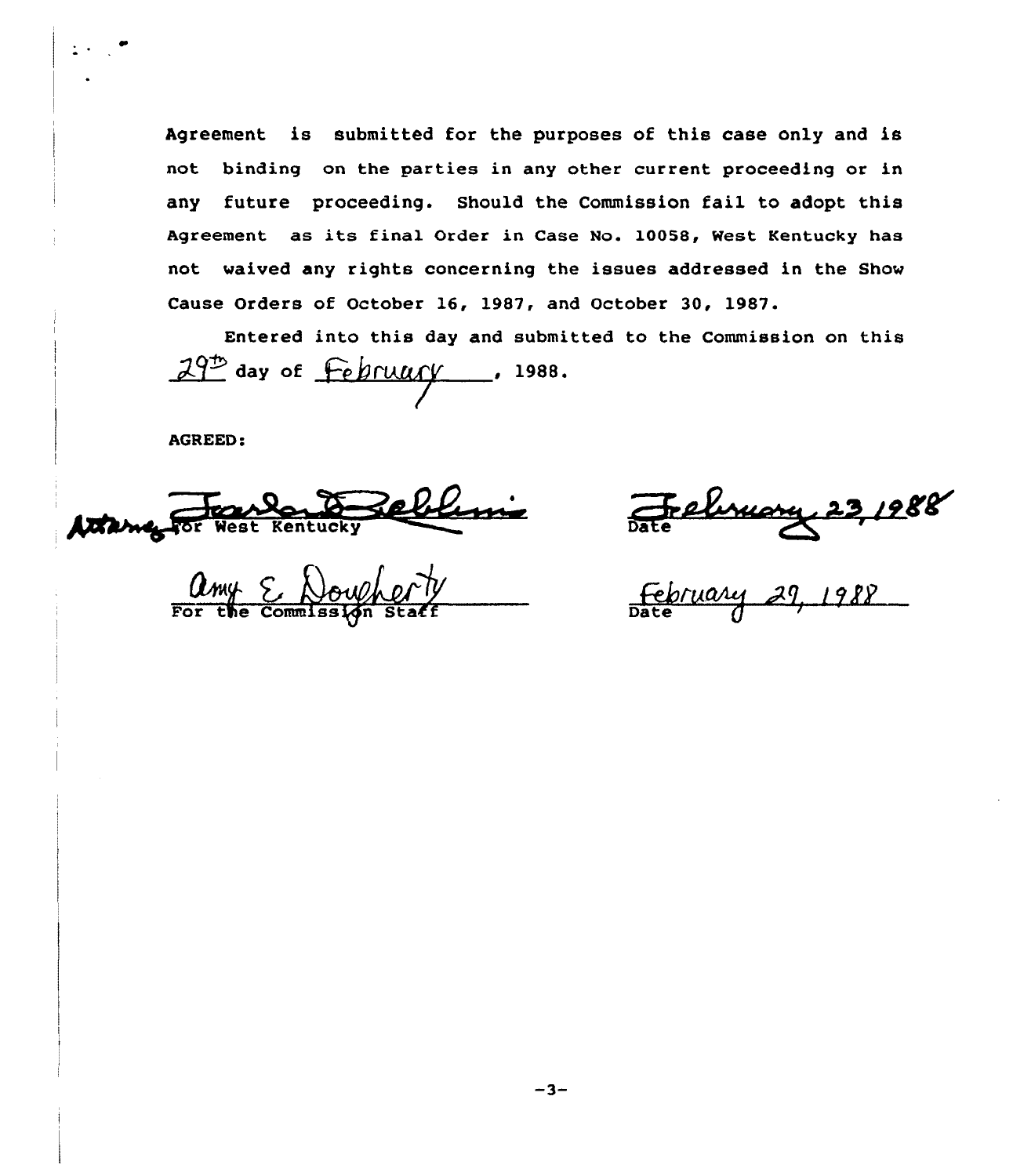Agreement is submitted for the purposes of this case only and is not binding on the parties in any other current proceeding or in any future proceeding. Should the Commission fail to adopt this Agreement as its final Order in Case No. 10058, West Kentucky has not waived any rights concerning the issues addressed in the Show Cause Orders of October 16, 1987, and October 30, 1987.

Entered into this day and submitted to the Commission on this 29th day of February, 1988.

AGREED:

Attorney for West Kentucky — Date: February 23, 1988

Amy E. Dougherty
For the Commission Staff — Date: February 29, 1988